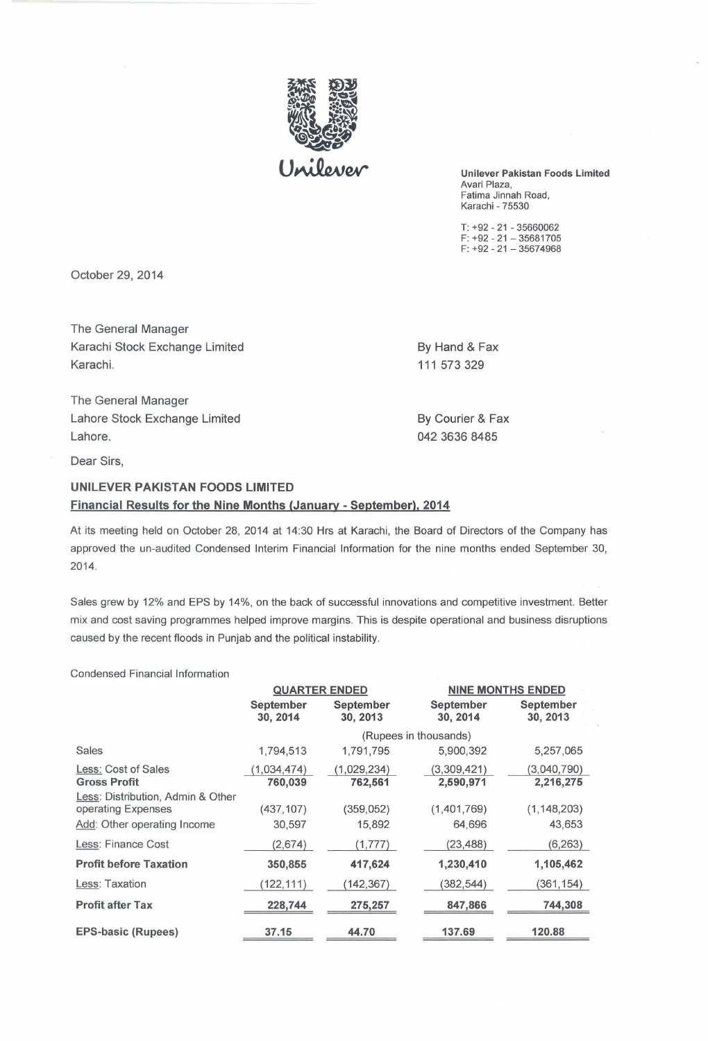Unilever

**Unilever Pakistan Foods Limited**
Avari Plaza,
Fatima Jinnah Road,
Karachi - 75530

T: +92 - 21 - 35660062
F: +92 - 21 – 35681705
F: +92 - 21 – 35674968

October 29, 2014

The General Manager
Karachi Stock Exchange Limited
Karachi.

By Hand & Fax
111 573 329

The General Manager
Lahore Stock Exchange Limited
Lahore.

By Courier & Fax
042 3636 8485

Dear Sirs,

**UNILEVER PAKISTAN FOODS LIMITED**
**Financial Results for the Nine Months (January - September), 2014**

At its meeting held on October 28, 2014 at 14:30 Hrs at Karachi, the Board of Directors of the Company has approved the un-audited Condensed Interim Financial Information for the nine months ended September 30, 2014.

Sales grew by 12% and EPS by 14%, on the back of successful innovations and competitive investment. Better mix and cost saving programmes helped improve margins. This is despite operational and business disruptions caused by the recent floods in Punjab and the political instability.

Condensed Financial Information

| | QUARTER ENDED | | NINE MONTHS ENDED | |
|---|---|---|---|---|
| | September 30, 2014 | September 30, 2013 | September 30, 2014 | September 30, 2013 |
| | (Rupees in thousands) | | | |
| Sales | 1,794,513 | 1,791,795 | 5,900,392 | 5,257,065 |
| Less: Cost of Sales | (1,034,474) | (1,029,234) | (3,309,421) | (3,040,790) |
| **Gross Profit** | **760,039** | **762,561** | **2,590,971** | **2,216,275** |
| Less: Distribution, Admin & Other operating Expenses | (437,107) | (359,052) | (1,401,769) | (1,148,203) |
| Add: Other operating Income | 30,597 | 15,892 | 64,696 | 43,653 |
| Less: Finance Cost | (2,674) | (1,777) | (23,488) | (6,263) |
| **Profit before Taxation** | **350,855** | **417,624** | **1,230,410** | **1,105,462** |
| Less: Taxation | (122,111) | (142,367) | (382,544) | (361,154) |
| **Profit after Tax** | **228,744** | **275,257** | **847,866** | **744,308** |
| **EPS-basic (Rupees)** | **37.15** | **44.70** | **137.69** | **120.88** |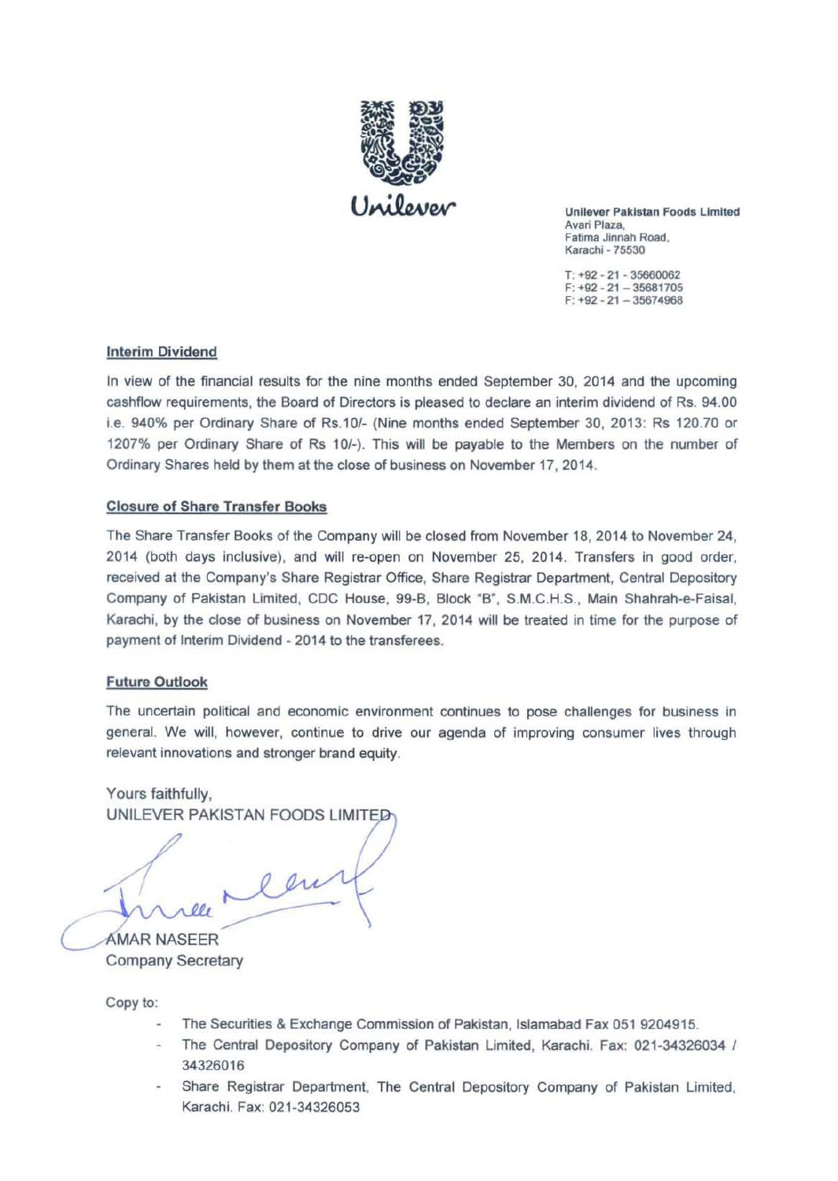Unilever

**Unilever Pakistan Foods Limited**
Avari Plaza,
Fatima Jinnah Road,
Karachi - 75530

T: +92 - 21 - 35660062
F: +92 - 21 – 35681705
F: +92 - 21 – 35674968

**Interim Dividend**

In view of the financial results for the nine months ended September 30, 2014 and the upcoming cashflow requirements, the Board of Directors is pleased to declare an interim dividend of Rs. 94.00 i.e. 940% per Ordinary Share of Rs.10/- (Nine months ended September 30, 2013: Rs 120.70 or 1207% per Ordinary Share of Rs 10/-). This will be payable to the Members on the number of Ordinary Shares held by them at the close of business on November 17, 2014.

**Closure of Share Transfer Books**

The Share Transfer Books of the Company will be closed from November 18, 2014 to November 24, 2014 (both days inclusive), and will re-open on November 25, 2014. Transfers in good order, received at the Company's Share Registrar Office, Share Registrar Department, Central Depository Company of Pakistan Limited, CDC House, 99-B, Block "B", S.M.C.H.S., Main Shahrah-e-Faisal, Karachi, by the close of business on November 17, 2014 will be treated in time for the purpose of payment of Interim Dividend - 2014 to the transferees.

**Future Outlook**

The uncertain political and economic environment continues to pose challenges for business in general. We will, however, continue to drive our agenda of improving consumer lives through relevant innovations and stronger brand equity.

Yours faithfully,
UNILEVER PAKISTAN FOODS LIMITED

AMAR NASEER
Company Secretary

Copy to:

- The Securities & Exchange Commission of Pakistan, Islamabad Fax 051 9204915.
- The Central Depository Company of Pakistan Limited, Karachi. Fax: 021-34326034 / 34326016
- Share Registrar Department, The Central Depository Company of Pakistan Limited, Karachi. Fax: 021-34326053